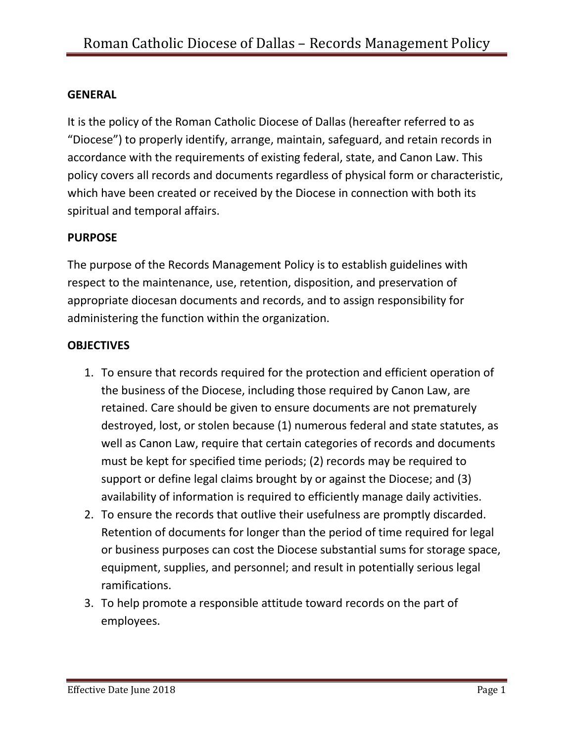## GENERAL

It is the policy of the Roman Catholic Diocese of Dallas (hereafter referred to as "Diocese") to properly identify, arrange, maintain, safeguard, and retain records in accordance with the requirements of existing federal, state, and Canon Law. This policy covers all records and documents regardless of physical form or characteristic, which have been created or received by the Diocese in connection with both its spiritual and temporal affairs.

## PURPOSE

The purpose of the Records Management Policy is to establish guidelines with respect to the maintenance, use, retention, disposition, and preservation of appropriate diocesan documents and records, and to assign responsibility for administering the function within the organization.

## OBJECTIVES

1. To ensure that records required for the protection and efficient operation of the business of the Diocese, including those required by Canon Law, are retained. Care should be given to ensure documents are not prematurely destroyed, lost, or stolen because (1) numerous federal and state statutes, as well as Canon Law, require that certain categories of records and documents must be kept for specified time periods; (2) records may be required to support or define legal claims brought by or against the Diocese; and (3) availability of information is required to efficiently manage daily activities.
2. To ensure the records that outlive their usefulness are promptly discarded. Retention of documents for longer than the period of time required for legal or business purposes can cost the Diocese substantial sums for storage space, equipment, supplies, and personnel; and result in potentially serious legal ramifications.
3. To help promote a responsible attitude toward records on the part of employees.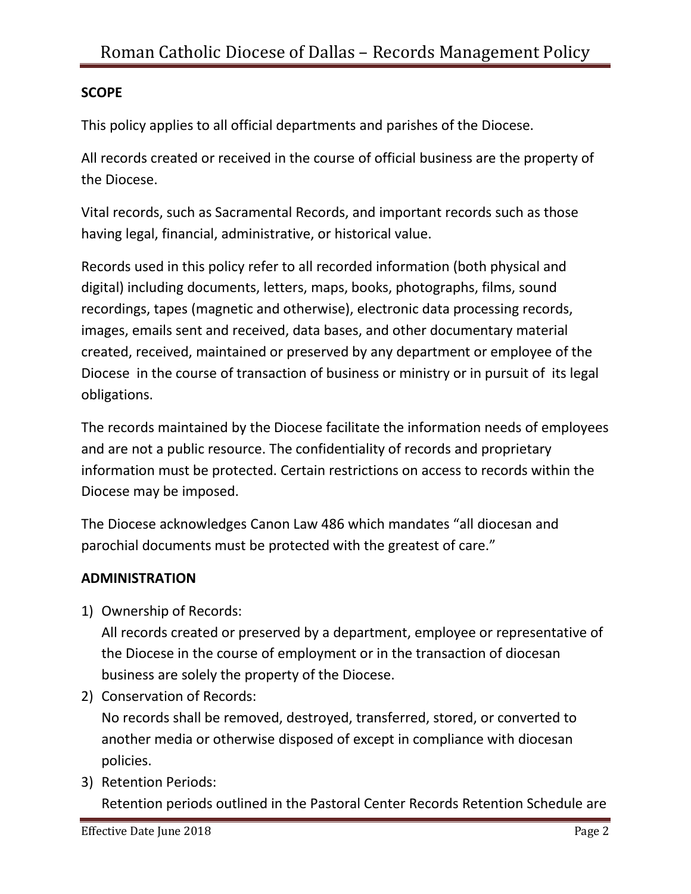## SCOPE

This policy applies to all official departments and parishes of the Diocese.

All records created or received in the course of official business are the property of the Diocese.

Vital records, such as Sacramental Records, and important records such as those having legal, financial, administrative, or historical value.

Records used in this policy refer to all recorded information (both physical and digital) including documents, letters, maps, books, photographs, films, sound recordings, tapes (magnetic and otherwise), electronic data processing records, images, emails sent and received, data bases, and other documentary material created, received, maintained or preserved by any department or employee of the Diocese in the course of transaction of business or ministry or in pursuit of its legal obligations.

The records maintained by the Diocese facilitate the information needs of employees and are not a public resource. The confidentiality of records and proprietary information must be protected. Certain restrictions on access to records within the Diocese may be imposed.

The Diocese acknowledges Canon Law 486 which mandates "all diocesan and parochial documents must be protected with the greatest of care."

## ADMINISTRATION

1) Ownership of Records:
   All records created or preserved by a department, employee or representative of the Diocese in the course of employment or in the transaction of diocesan business are solely the property of the Diocese.
2) Conservation of Records:
   No records shall be removed, destroyed, transferred, stored, or converted to another media or otherwise disposed of except in compliance with diocesan policies.
3) Retention Periods:
   Retention periods outlined in the Pastoral Center Records Retention Schedule are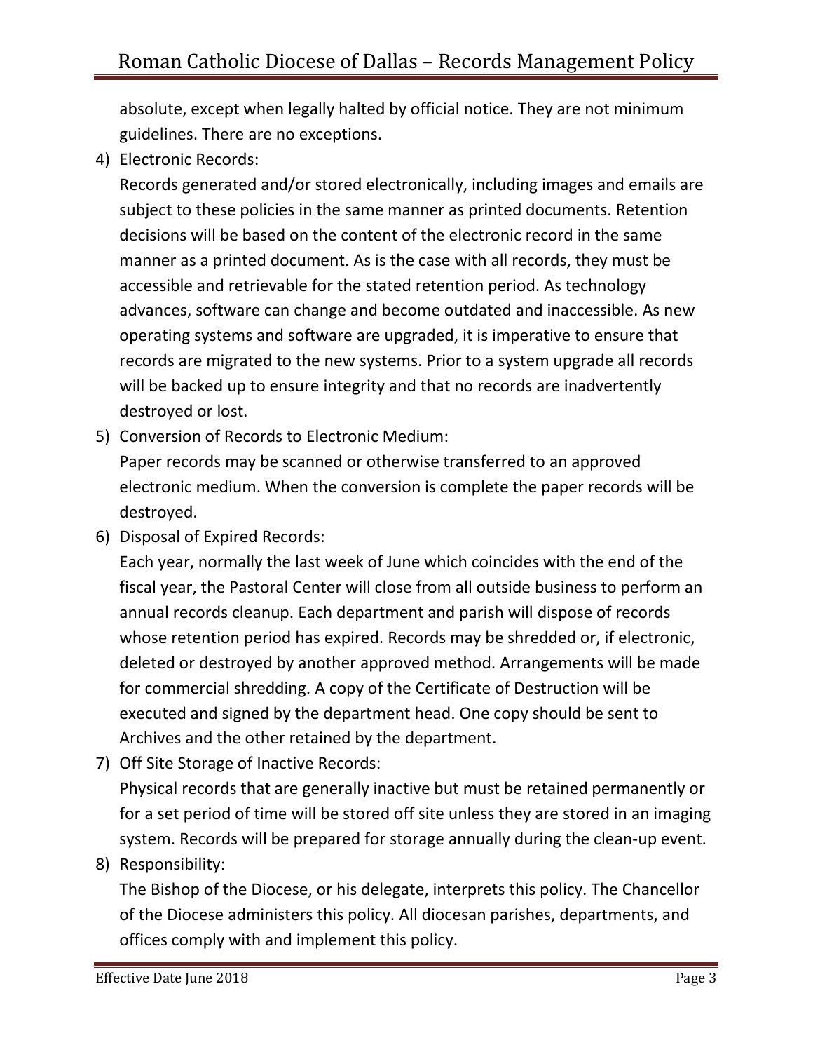absolute, except when legally halted by official notice. They are not minimum guidelines. There are no exceptions.

4) Electronic Records:
   Records generated and/or stored electronically, including images and emails are subject to these policies in the same manner as printed documents. Retention decisions will be based on the content of the electronic record in the same manner as a printed document. As is the case with all records, they must be accessible and retrievable for the stated retention period. As technology advances, software can change and become outdated and inaccessible. As new operating systems and software are upgraded, it is imperative to ensure that records are migrated to the new systems. Prior to a system upgrade all records will be backed up to ensure integrity and that no records are inadvertently destroyed or lost.
5) Conversion of Records to Electronic Medium:
   Paper records may be scanned or otherwise transferred to an approved electronic medium. When the conversion is complete the paper records will be destroyed.
6) Disposal of Expired Records:
   Each year, normally the last week of June which coincides with the end of the fiscal year, the Pastoral Center will close from all outside business to perform an annual records cleanup. Each department and parish will dispose of records whose retention period has expired. Records may be shredded or, if electronic, deleted or destroyed by another approved method. Arrangements will be made for commercial shredding. A copy of the Certificate of Destruction will be executed and signed by the department head. One copy should be sent to Archives and the other retained by the department.
7) Off Site Storage of Inactive Records:
   Physical records that are generally inactive but must be retained permanently or for a set period of time will be stored off site unless they are stored in an imaging system. Records will be prepared for storage annually during the clean-up event.
8) Responsibility:
   The Bishop of the Diocese, or his delegate, interprets this policy. The Chancellor of the Diocese administers this policy. All diocesan parishes, departments, and offices comply with and implement this policy.